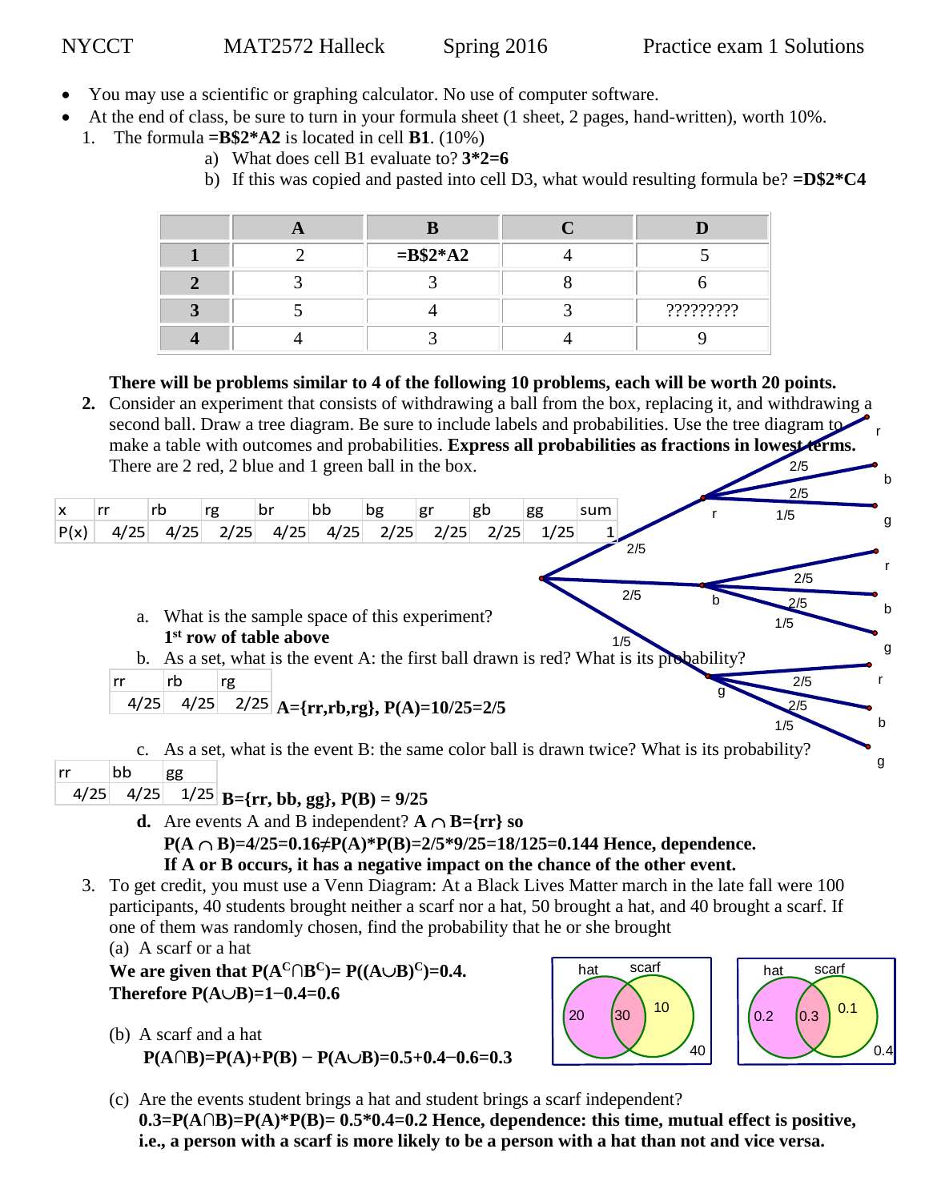NYCCT MAT2572 Halleck Spring 2016 Practice exam 1 Solutions

- You may use a scientific or graphing calculator. No use of computer software.
- At the end of class, be sure to turn in your formula sheet (1 sheet, 2 pages, hand-written), worth 10%.

1. The formula **=B$2*A2** is located in cell **B1**. (10%)
   a) What does cell B1 evaluate to? **3*2=6**
   b) If this was copied and pasted into cell D3, what would resulting formula be? **=D$2*C4**

| | A | B | C | D |
|---|---|---|---|---|
| **1** | 2 | **=B$2*A2** | 4 | 5 |
| **2** | 3 | 3 | 8 | 6 |
| **3** | 5 | 4 | 3 | ????????? |
| **4** | 4 | 3 | 4 | 9 |

**There will be problems similar to 4 of the following 10 problems, each will be worth 20 points.**

2. Consider an experiment that consists of withdrawing a ball from the box, replacing it, and withdrawing a second ball. Draw a tree diagram. Be sure to include labels and probabilities. Use the tree diagram to make a table with outcomes and probabilities. **Express all probabilities as fractions in lowest terms.** There are 2 red, 2 blue and 1 green ball in the box.

| x | rr | rb | rg | br | bb | bg | gr | gb | gg | sum |
|---|---|---|---|---|---|---|---|---|---|---|
| P(x) | 4/25 | 4/25 | 2/25 | 4/25 | 4/25 | 2/25 | 2/25 | 2/25 | 1/25 | 1 |

(Tree diagram: first draw r 2/5, b 2/5, g 1/5; from each, second draw r 2/5, b 2/5, g 1/5.)

   a. What is the sample space of this experiment?
      **1st row of table above**
   b. As a set, what is the event A: the first ball drawn is red? What is its probability?

| rr | rb | rg |
|---|---|---|
| 4/25 | 4/25 | 2/25 |

**A={rr,rb,rg}, P(A)=10/25=2/5**

   c. As a set, what is the event B: the same color ball is drawn twice? What is its probability?

| rr | bb | gg |
|---|---|---|
| 4/25 | 4/25 | 1/25 |

**B={rr, bb, gg}, P(B) = 9/25**

   **d.** Are events A and B independent? **$A \cap B$={rr} so**
      **$P(A \cap B)=4/25=0.16 \neq P(A)*P(B)=2/5*9/25=18/125=0.144$ Hence, dependence.**
      **If A or B occurs, it has a negative impact on the chance of the other event.**

3. To get credit, you must use a Venn Diagram: At a Black Lives Matter march in the late fall were 100 participants, 40 students brought neither a scarf nor a hat, 50 brought a hat, and 40 brought a scarf. If one of them was randomly chosen, find the probability that he or she brought
   (a) A scarf or a hat
   **We are given that $P(A^C \cap B^C) = P((A \cup B)^C) = 0.4$.**
   **Therefore $P(A \cup B) = 1 - 0.4 = 0.6$**

   (Venn diagrams: hat only 20, both 30, scarf only 10, neither 40; hat only 0.2, both 0.3, scarf only 0.1, neither 0.4)

   (b) A scarf and a hat
   **$P(A \cap B) = P(A) + P(B) - P(A \cup B) = 0.5 + 0.4 - 0.6 = 0.3$**

   (c) Are the events student brings a hat and student brings a scarf independent?
   **$0.3 = P(A \cap B) = P(A)*P(B) = 0.5*0.4 = 0.2$ Hence, dependence: this time, mutual effect is positive, i.e., a person with a scarf is more likely to be a person with a hat than not and vice versa.**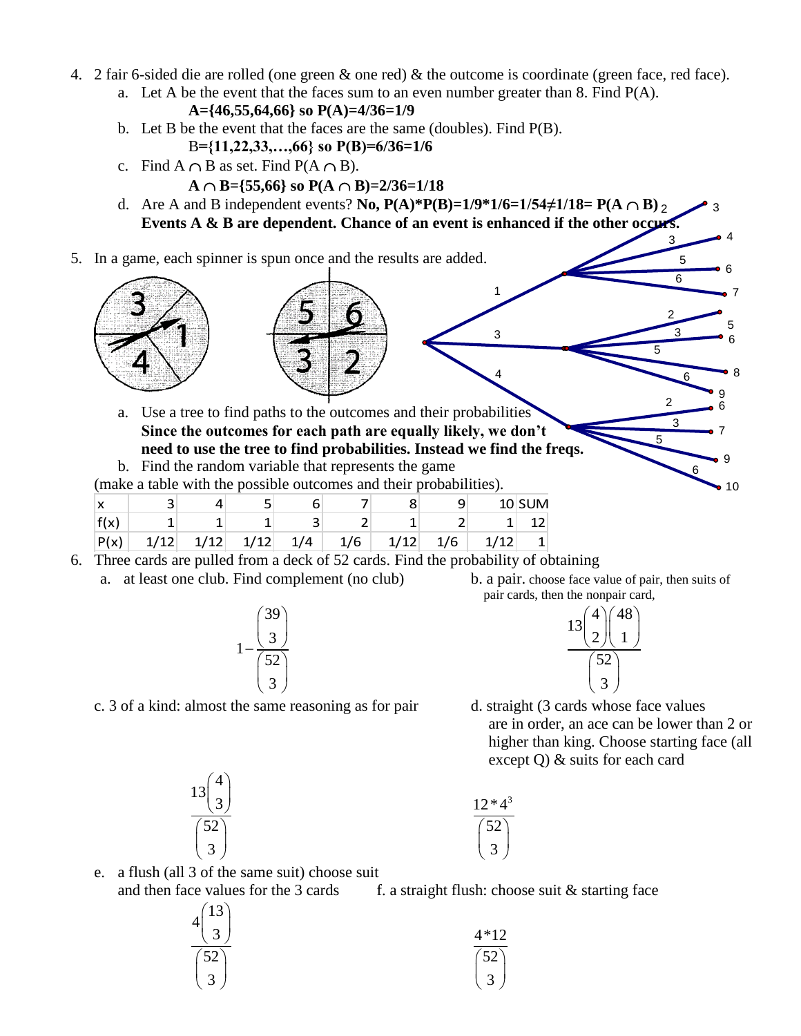4. 2 fair 6-sided die are rolled (one green & one red) & the outcome is coordinate (green face, red face).
   a. Let A be the event that the faces sum to an even number greater than 8. Find P(A).
      **A={46,55,64,66} so P(A)=4/36=1/9**
   b. Let B be the event that the faces are the same (doubles). Find P(B).
      B=**{11,22,33,…,66} so P(B)=6/36=1/6**
   c. Find $A \cap B$ as set. Find $P(A \cap B)$.
      **$A \cap B$={55,66} so $P(A \cap B)$=2/36=1/18**
   d. Are A and B independent events? **No, P(A)\*P(B)=1/9\*1/6=1/54≠1/18= $P(A \cap B)$**
      **Events A & B are dependent. Chance of an event is enhanced if the other occurs.**

5. In a game, each spinner is spun once and the results are added.

   First spinner: 3, 1, 4. Second spinner: 5, 6, 3, 2.

   Tree: 1 → (2: 3, 3: 4, 5: 6, 6: 7); 3 → (2: 5, 3: 6, 5: 8, 6: 9); 4 → (2: 6, 3: 7, 5: 9, 6: 10)

   a. Use a tree to find paths to the outcomes and their probabilities
      **Since the outcomes for each path are equally likely, we don't need to use the tree to find probabilities. Instead we find the freqs.**
   b. Find the random variable that represents the game
   (make a table with the possible outcomes and their probabilities).

| x | 3 | 4 | 5 | 6 | 7 | 8 | 9 | 10 | SUM |
|---|---|---|---|---|---|---|---|---|---|
| f(x) | 1 | 1 | 1 | 3 | 2 | 1 | 2 | 1 | 12 |
| P(x) | 1/12 | 1/12 | 1/12 | 1/4 | 1/6 | 1/12 | 1/6 | 1/12 | 1 |

6. Three cards are pulled from a deck of 52 cards. Find the probability of obtaining
   a. at least one club. Find complement (no club)

$$1-\frac{\binom{39}{3}}{\binom{52}{3}}$$

   b. a pair. choose face value of pair, then suits of pair cards, then the nonpair card,

$$\frac{13\binom{4}{2}\binom{48}{1}}{\binom{52}{3}}$$

   c. 3 of a kind: almost the same reasoning as for pair

$$\frac{13\binom{4}{3}}{\binom{52}{3}}$$

   d. straight (3 cards whose face values are in order, an ace can be lower than 2 or higher than king. Choose starting face (all except Q) & suits for each card

$$\frac{12*4^3}{\binom{52}{3}}$$

   e. a flush (all 3 of the same suit) choose suit and then face values for the 3 cards

$$\frac{4\binom{13}{3}}{\binom{52}{3}}$$

   f. a straight flush: choose suit & starting face

$$\frac{4*12}{\binom{52}{3}}$$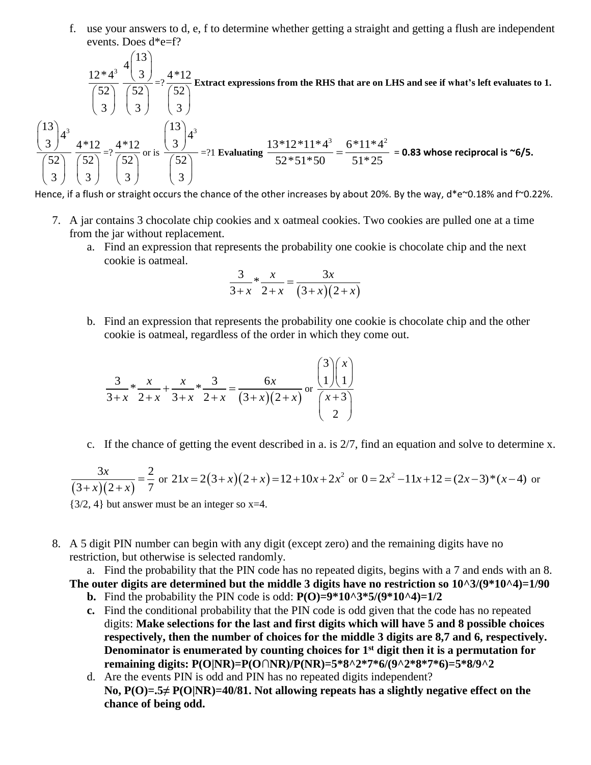f. use your answers to d, e, f to determine whether getting a straight and getting a flush are independent events. Does d*e=f?

$$\frac{12*4^3}{\binom{52}{3}} \frac{4\binom{13}{3}}{\binom{52}{3}} =? \frac{4*12}{\binom{52}{3}}$$ **Extract expressions from the RHS that are on LHS and see if what's left evaluates to 1.**

$$\frac{\binom{13}{3}4^3}{\binom{52}{3}} \frac{4*12}{\binom{52}{3}} =? \frac{4*12}{\binom{52}{3}} \text{ or is } \frac{\binom{13}{3}4^3}{\binom{52}{3}} =?1$$ **Evaluating** $\frac{13*12*11*4^3}{52*51*50} = \frac{6*11*4^2}{51*25}$ **= 0.83 whose reciprocal is ~6/5.**

Hence, if a flush or straight occurs the chance of the other increases by about 20%. By the way, d*e~0.18% and f~0.22%.

7. A jar contains 3 chocolate chip cookies and x oatmeal cookies. Two cookies are pulled one at a time from the jar without replacement.

   a. Find an expression that represents the probability one cookie is chocolate chip and the next cookie is oatmeal.

   $$\frac{3}{3+x} * \frac{x}{2+x} = \frac{3x}{(3+x)(2+x)}$$

   b. Find an expression that represents the probability one cookie is chocolate chip and the other cookie is oatmeal, regardless of the order in which they come out.

   $$\frac{3}{3+x} * \frac{x}{2+x} + \frac{x}{3+x} * \frac{3}{2+x} = \frac{6x}{(3+x)(2+x)} \text{ or } \frac{\binom{3}{1}\binom{x}{1}}{\binom{x+3}{2}}$$

   c. If the chance of getting the event described in a. is 2/7, find an equation and solve to determine x.

   $$\frac{3x}{(3+x)(2+x)} = \frac{2}{7} \text{ or } 21x = 2(3+x)(2+x) = 12 + 10x + 2x^2 \text{ or } 0 = 2x^2 - 11x + 12 = (2x-3)*(x-4) \text{ or}$$

   {3/2, 4} but answer must be an integer so x=4.

8. A 5 digit PIN number can begin with any digit (except zero) and the remaining digits have no restriction, but otherwise is selected randomly.

   a. Find the probability that the PIN code has no repeated digits, begins with a 7 and ends with an 8.
   **The outer digits are determined but the middle 3 digits have no restriction so 10^3/(9*10^4)=1/90**

   b. Find the probability the PIN code is odd: **P(O)=9*10^3*5/(9*10^4)=1/2**

   c. Find the conditional probability that the PIN code is odd given that the code has no repeated digits: **Make selections for the last and first digits which will have 5 and 8 possible choices respectively, then the number of choices for the middle 3 digits are 8,7 and 6, respectively. Denominator is enumerated by counting choices for 1st digit then it is a permutation for remaining digits: P(O|NR)=P(O∩NR)/P(NR)=5*8^2*7*6/(9^2*8*7*6)=5*8/9^2**

   d. Are the events PIN is odd and PIN has no repeated digits independent?
   **No, P(O)=.5≠ P(O|NR)=40/81. Not allowing repeats has a slightly negative effect on the chance of being odd.**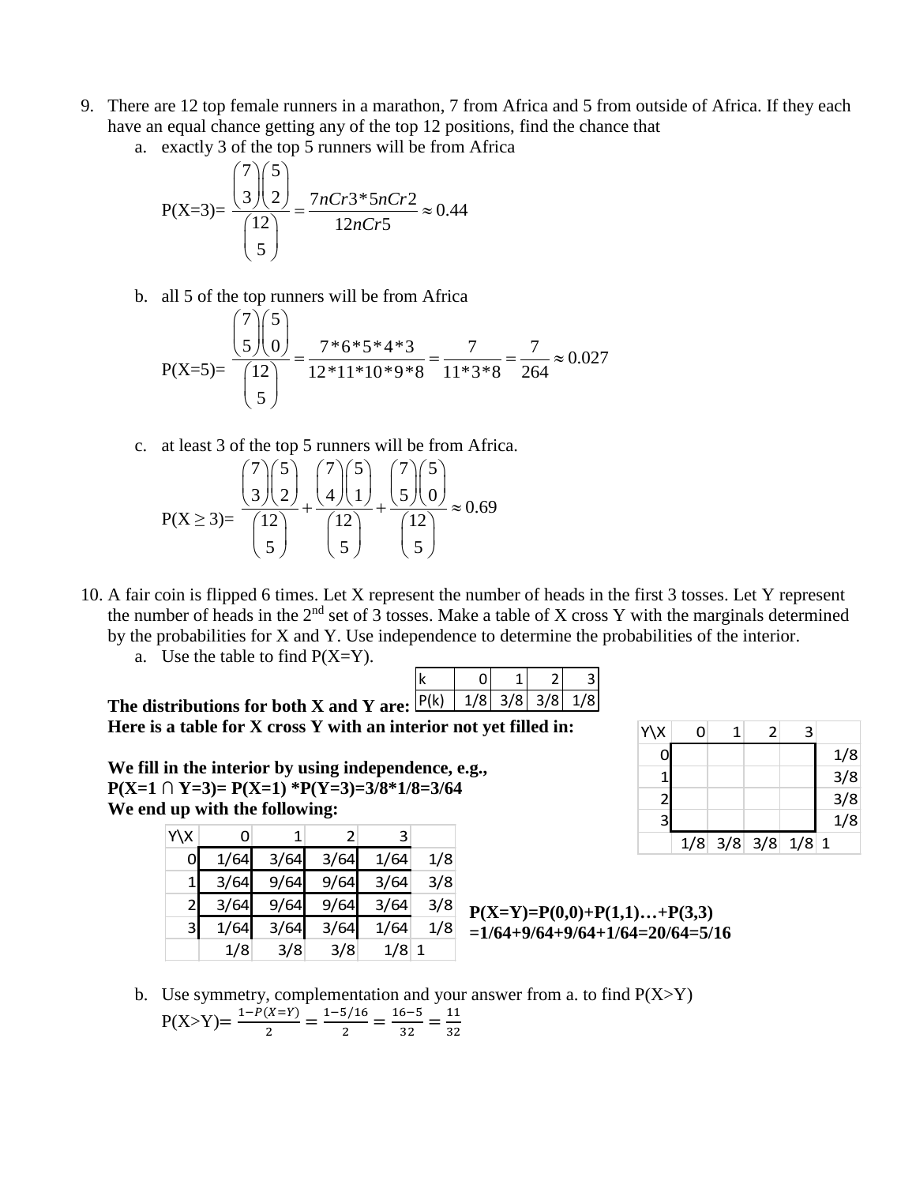9. There are 12 top female runners in a marathon, 7 from Africa and 5 from outside of Africa. If they each have an equal chance getting any of the top 12 positions, find the chance that

   a. exactly 3 of the top 5 runners will be from Africa

   $$P(X=3)=\frac{\binom{7}{3}\binom{5}{2}}{\binom{12}{5}}=\frac{7nCr3*5nCr2}{12nCr5}\approx 0.44$$

   b. all 5 of the top runners will be from Africa

   $$P(X=5)=\frac{\binom{7}{5}\binom{5}{0}}{\binom{12}{5}}=\frac{7*6*5*4*3}{12*11*10*9*8}=\frac{7}{11*3*8}=\frac{7}{264}\approx 0.027$$

   c. at least 3 of the top 5 runners will be from Africa.

   $$P(X\geq 3)=\frac{\binom{7}{3}\binom{5}{2}}{\binom{12}{5}}+\frac{\binom{7}{4}\binom{5}{1}}{\binom{12}{5}}+\frac{\binom{7}{5}\binom{5}{0}}{\binom{12}{5}}\approx 0.69$$

10. A fair coin is flipped 6 times. Let X represent the number of heads in the first 3 tosses. Let Y represent the number of heads in the 2nd set of 3 tosses. Make a table of X cross Y with the marginals determined by the probabilities for X and Y. Use independence to determine the probabilities of the interior.

    a. Use the table to find P(X=Y).

**The distributions for both X and Y are:**

| k | 0 | 1 | 2 | 3 |
|---|---|---|---|---|
| P(k) | 1/8 | 3/8 | 3/8 | 1/8 |

**Here is a table for X cross Y with an interior not yet filled in:**

| Y\X | 0 | 1 | 2 | 3 | |
|---|---|---|---|---|---|
| 0 | | | | | 1/8 |
| 1 | | | | | 3/8 |
| 2 | | | | | 3/8 |
| 3 | | | | | 1/8 |
| | 1/8 | 3/8 | 3/8 | 1/8 | 1 |

**We fill in the interior by using independence, e.g.,**
**P(X=1 ∩ Y=3)= P(X=1) \*P(Y=3)=3/8\*1/8=3/64**
**We end up with the following:**

| Y\X | 0 | 1 | 2 | 3 | |
|---|---|---|---|---|---|
| 0 | 1/64 | 3/64 | 3/64 | 1/64 | 1/8 |
| 1 | 3/64 | 9/64 | 9/64 | 3/64 | 3/8 |
| 2 | 3/64 | 9/64 | 9/64 | 3/64 | 3/8 |
| 3 | 1/64 | 3/64 | 3/64 | 1/64 | 1/8 |
| | 1/8 | 3/8 | 3/8 | 1/8 | 1 |

**P(X=Y)=P(0,0)+P(1,1)…+P(3,3)**
**=1/64+9/64+9/64+1/64=20/64=5/16**

    b. Use symmetry, complementation and your answer from a. to find P(X>Y)

    $$P(X>Y)=\frac{1-P(X=Y)}{2}=\frac{1-5/16}{2}=\frac{16-5}{32}=\frac{11}{32}$$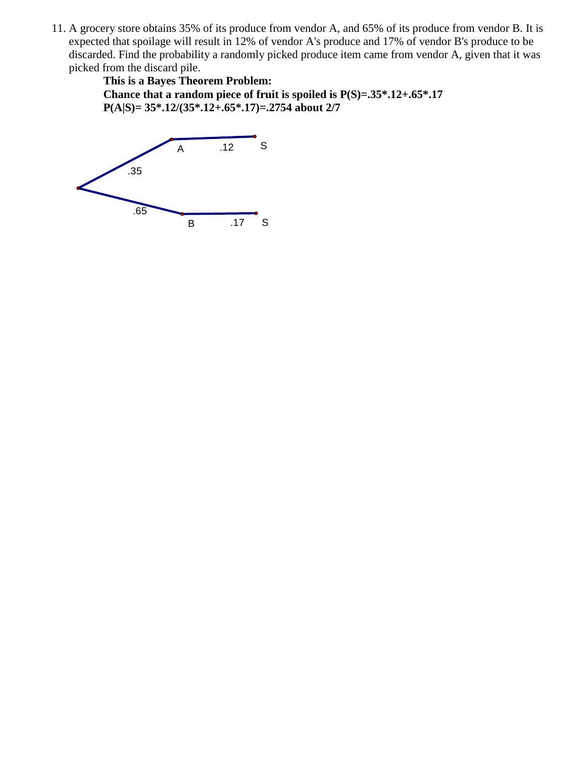11. A grocery store obtains 35% of its produce from vendor A, and 65% of its produce from vendor B. It is expected that spoilage will result in 12% of vendor A's produce and 17% of vendor B's produce to be discarded. Find the probability a randomly picked produce item came from vendor A, given that it was picked from the discard pile.

    **This is a Bayes Theorem Problem:**

    **Chance that a random piece of fruit is spoiled is $P(S)=.35*.12+.65*.17$**

    **$P(A|S)= 35*.12/(35*.12+.65*.17)=.2754$ about 2/7**

A

.12

S

.35

.65

B

.17

S